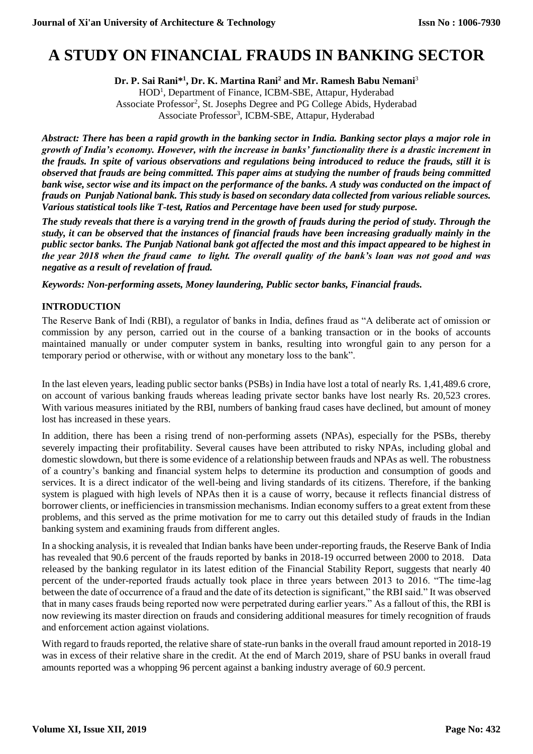# A STUDY ON FINANCIAL FRAUDS IN BANKING SECTOR

**Dr. P. Sai Rani*[1], Dr. K. Martina Rani[2] and Mr. Ramesh Babu Nemani[3]**

HOD[1], Department of Finance, ICBM-SBE, Attapur, Hyderabad

Associate Professor[2], St. Josephs Degree and PG College Abids, Hyderabad

Associate Professor[3], ICBM-SBE, Attapur, Hyderabad

***Abstract: There has been a rapid growth in the banking sector in India. Banking sector plays a major role in growth of India's economy. However, with the increase in banks' functionality there is a drastic increment in the frauds. In spite of various observations and regulations being introduced to reduce the frauds, still it is observed that frauds are being committed. This paper aims at studying the number of frauds being committed bank wise, sector wise and its impact on the performance of the banks. A study was conducted on the impact of frauds on Punjab National bank. This study is based on secondary data collected from various reliable sources. Various statistical tools like T-test, Ratios and Percentage have been used for study purpose.***

***The study reveals that there is a varying trend in the growth of frauds during the period of study. Through the study, it can be observed that the instances of financial frauds have been increasing gradually mainly in the public sector banks. The Punjab National bank got affected the most and this impact appeared to be highest in the year 2018 when the fraud came to light. The overall quality of the bank's loan was not good and was negative as a result of revelation of fraud.***

***Keywords: Non-performing assets, Money laundering, Public sector banks, Financial frauds.***

## INTRODUCTION

The Reserve Bank of Indi (RBI), a regulator of banks in India, defines fraud as "A deliberate act of omission or commission by any person, carried out in the course of a banking transaction or in the books of accounts maintained manually or under computer system in banks, resulting into wrongful gain to any person for a temporary period or otherwise, with or without any monetary loss to the bank".

In the last eleven years, leading public sector banks (PSBs) in India have lost a total of nearly Rs. 1,41,489.6 crore, on account of various banking frauds whereas leading private sector banks have lost nearly Rs. 20,523 crores. With various measures initiated by the RBI, numbers of banking fraud cases have declined, but amount of money lost has increased in these years.

In addition, there has been a rising trend of non-performing assets (NPAs), especially for the PSBs, thereby severely impacting their profitability. Several causes have been attributed to risky NPAs, including global and domestic slowdown, but there is some evidence of a relationship between frauds and NPAs as well. The robustness of a country's banking and financial system helps to determine its production and consumption of goods and services. It is a direct indicator of the well-being and living standards of its citizens. Therefore, if the banking system is plagued with high levels of NPAs then it is a cause of worry, because it reflects financial distress of borrower clients, or inefficiencies in transmission mechanisms. Indian economy suffers to a great extent from these problems, and this served as the prime motivation for me to carry out this detailed study of frauds in the Indian banking system and examining frauds from different angles.

In a shocking analysis, it is revealed that Indian banks have been under-reporting frauds, the Reserve Bank of India has revealed that 90.6 percent of the frauds reported by banks in 2018-19 occurred between 2000 to 2018. Data released by the banking regulator in its latest edition of the Financial Stability Report, suggests that nearly 40 percent of the under-reported frauds actually took place in three years between 2013 to 2016. "The time-lag between the date of occurrence of a fraud and the date of its detection is significant," the RBI said." It was observed that in many cases frauds being reported now were perpetrated during earlier years." As a fallout of this, the RBI is now reviewing its master direction on frauds and considering additional measures for timely recognition of frauds and enforcement action against violations.

With regard to frauds reported, the relative share of state-run banks in the overall fraud amount reported in 2018-19 was in excess of their relative share in the credit. At the end of March 2019, share of PSU banks in overall fraud amounts reported was a whopping 96 percent against a banking industry average of 60.9 percent.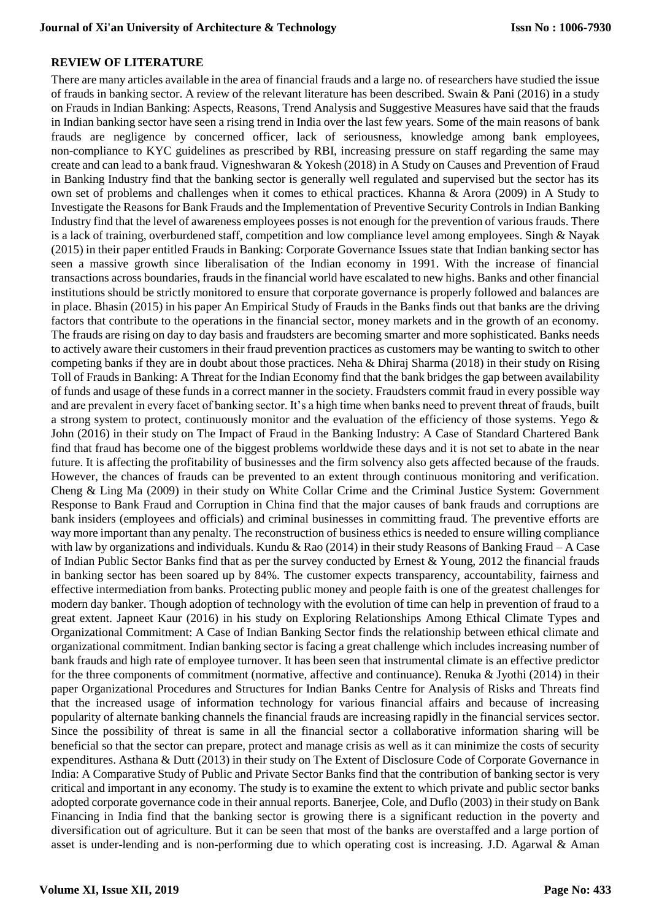## REVIEW OF LITERATURE

There are many articles available in the area of financial frauds and a large no. of researchers have studied the issue of frauds in banking sector. A review of the relevant literature has been described. Swain & Pani (2016) in a study on Frauds in Indian Banking: Aspects, Reasons, Trend Analysis and Suggestive Measures have said that the frauds in Indian banking sector have seen a rising trend in India over the last few years. Some of the main reasons of bank frauds are negligence by concerned officer, lack of seriousness, knowledge among bank employees, non-compliance to KYC guidelines as prescribed by RBI, increasing pressure on staff regarding the same may create and can lead to a bank fraud. Vigneshwaran & Yokesh (2018) in A Study on Causes and Prevention of Fraud in Banking Industry find that the banking sector is generally well regulated and supervised but the sector has its own set of problems and challenges when it comes to ethical practices. Khanna & Arora (2009) in A Study to Investigate the Reasons for Bank Frauds and the Implementation of Preventive Security Controls in Indian Banking Industry find that the level of awareness employees posses is not enough for the prevention of various frauds. There is a lack of training, overburdened staff, competition and low compliance level among employees. Singh & Nayak (2015) in their paper entitled Frauds in Banking: Corporate Governance Issues state that Indian banking sector has seen a massive growth since liberalisation of the Indian economy in 1991. With the increase of financial transactions across boundaries, frauds in the financial world have escalated to new highs. Banks and other financial institutions should be strictly monitored to ensure that corporate governance is properly followed and balances are in place. Bhasin (2015) in his paper An Empirical Study of Frauds in the Banks finds out that banks are the driving factors that contribute to the operations in the financial sector, money markets and in the growth of an economy. The frauds are rising on day to day basis and fraudsters are becoming smarter and more sophisticated. Banks needs to actively aware their customers in their fraud prevention practices as customers may be wanting to switch to other competing banks if they are in doubt about those practices. Neha & Dhiraj Sharma (2018) in their study on Rising Toll of Frauds in Banking: A Threat for the Indian Economy find that the bank bridges the gap between availability of funds and usage of these funds in a correct manner in the society. Fraudsters commit fraud in every possible way and are prevalent in every facet of banking sector. It's a high time when banks need to prevent threat of frauds, built a strong system to protect, continuously monitor and the evaluation of the efficiency of those systems. Yego & John (2016) in their study on The Impact of Fraud in the Banking Industry: A Case of Standard Chartered Bank find that fraud has become one of the biggest problems worldwide these days and it is not set to abate in the near future. It is affecting the profitability of businesses and the firm solvency also gets affected because of the frauds. However, the chances of frauds can be prevented to an extent through continuous monitoring and verification. Cheng & Ling Ma (2009) in their study on White Collar Crime and the Criminal Justice System: Government Response to Bank Fraud and Corruption in China find that the major causes of bank frauds and corruptions are bank insiders (employees and officials) and criminal businesses in committing fraud. The preventive efforts are way more important than any penalty. The reconstruction of business ethics is needed to ensure willing compliance with law by organizations and individuals. Kundu & Rao (2014) in their study Reasons of Banking Fraud – A Case of Indian Public Sector Banks find that as per the survey conducted by Ernest & Young, 2012 the financial frauds in banking sector has been soared up by 84%. The customer expects transparency, accountability, fairness and effective intermediation from banks. Protecting public money and people faith is one of the greatest challenges for modern day banker. Though adoption of technology with the evolution of time can help in prevention of fraud to a great extent. Japneet Kaur (2016) in his study on Exploring Relationships Among Ethical Climate Types and Organizational Commitment: A Case of Indian Banking Sector finds the relationship between ethical climate and organizational commitment. Indian banking sector is facing a great challenge which includes increasing number of bank frauds and high rate of employee turnover. It has been seen that instrumental climate is an effective predictor for the three components of commitment (normative, affective and continuance). Renuka & Jyothi (2014) in their paper Organizational Procedures and Structures for Indian Banks Centre for Analysis of Risks and Threats find that the increased usage of information technology for various financial affairs and because of increasing popularity of alternate banking channels the financial frauds are increasing rapidly in the financial services sector. Since the possibility of threat is same in all the financial sector a collaborative information sharing will be beneficial so that the sector can prepare, protect and manage crisis as well as it can minimize the costs of security expenditures. Asthana & Dutt (2013) in their study on The Extent of Disclosure Code of Corporate Governance in India: A Comparative Study of Public and Private Sector Banks find that the contribution of banking sector is very critical and important in any economy. The study is to examine the extent to which private and public sector banks adopted corporate governance code in their annual reports. Banerjee, Cole, and Duflo (2003) in their study on Bank Financing in India find that the banking sector is growing there is a significant reduction in the poverty and diversification out of agriculture. But it can be seen that most of the banks are overstaffed and a large portion of asset is under-lending and is non-performing due to which operating cost is increasing. J.D. Agarwal & Aman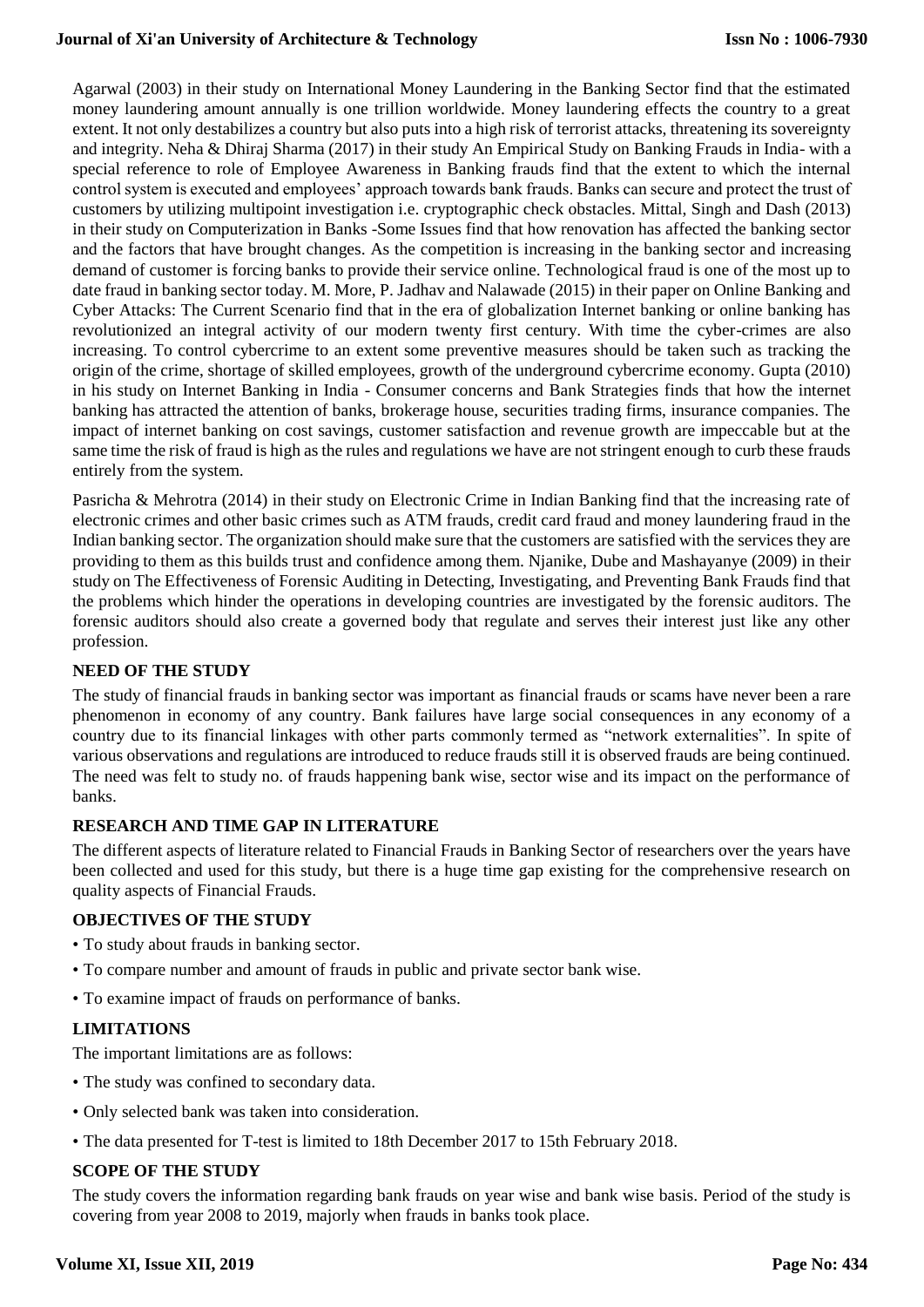Agarwal (2003) in their study on International Money Laundering in the Banking Sector find that the estimated money laundering amount annually is one trillion worldwide. Money laundering effects the country to a great extent. It not only destabilizes a country but also puts into a high risk of terrorist attacks, threatening its sovereignty and integrity. Neha & Dhiraj Sharma (2017) in their study An Empirical Study on Banking Frauds in India- with a special reference to role of Employee Awareness in Banking frauds find that the extent to which the internal control system is executed and employees' approach towards bank frauds. Banks can secure and protect the trust of customers by utilizing multipoint investigation i.e. cryptographic check obstacles. Mittal, Singh and Dash (2013) in their study on Computerization in Banks -Some Issues find that how renovation has affected the banking sector and the factors that have brought changes. As the competition is increasing in the banking sector and increasing demand of customer is forcing banks to provide their service online. Technological fraud is one of the most up to date fraud in banking sector today. M. More, P. Jadhav and Nalawade (2015) in their paper on Online Banking and Cyber Attacks: The Current Scenario find that in the era of globalization Internet banking or online banking has revolutionized an integral activity of our modern twenty first century. With time the cyber-crimes are also increasing. To control cybercrime to an extent some preventive measures should be taken such as tracking the origin of the crime, shortage of skilled employees, growth of the underground cybercrime economy. Gupta (2010) in his study on Internet Banking in India - Consumer concerns and Bank Strategies finds that how the internet banking has attracted the attention of banks, brokerage house, securities trading firms, insurance companies. The impact of internet banking on cost savings, customer satisfaction and revenue growth are impeccable but at the same time the risk of fraud is high as the rules and regulations we have are not stringent enough to curb these frauds entirely from the system.

Pasricha & Mehrotra (2014) in their study on Electronic Crime in Indian Banking find that the increasing rate of electronic crimes and other basic crimes such as ATM frauds, credit card fraud and money laundering fraud in the Indian banking sector. The organization should make sure that the customers are satisfied with the services they are providing to them as this builds trust and confidence among them. Njanike, Dube and Mashayanye (2009) in their study on The Effectiveness of Forensic Auditing in Detecting, Investigating, and Preventing Bank Frauds find that the problems which hinder the operations in developing countries are investigated by the forensic auditors. The forensic auditors should also create a governed body that regulate and serves their interest just like any other profession.

## NEED OF THE STUDY

The study of financial frauds in banking sector was important as financial frauds or scams have never been a rare phenomenon in economy of any country. Bank failures have large social consequences in any economy of a country due to its financial linkages with other parts commonly termed as "network externalities". In spite of various observations and regulations are introduced to reduce frauds still it is observed frauds are being continued. The need was felt to study no. of frauds happening bank wise, sector wise and its impact on the performance of banks.

## RESEARCH AND TIME GAP IN LITERATURE

The different aspects of literature related to Financial Frauds in Banking Sector of researchers over the years have been collected and used for this study, but there is a huge time gap existing for the comprehensive research on quality aspects of Financial Frauds.

## OBJECTIVES OF THE STUDY

- To study about frauds in banking sector.
- To compare number and amount of frauds in public and private sector bank wise.
- To examine impact of frauds on performance of banks.

## LIMITATIONS

The important limitations are as follows:

- The study was confined to secondary data.
- Only selected bank was taken into consideration.
- The data presented for T-test is limited to 18th December 2017 to 15th February 2018.

## SCOPE OF THE STUDY

The study covers the information regarding bank frauds on year wise and bank wise basis. Period of the study is covering from year 2008 to 2019, majorly when frauds in banks took place.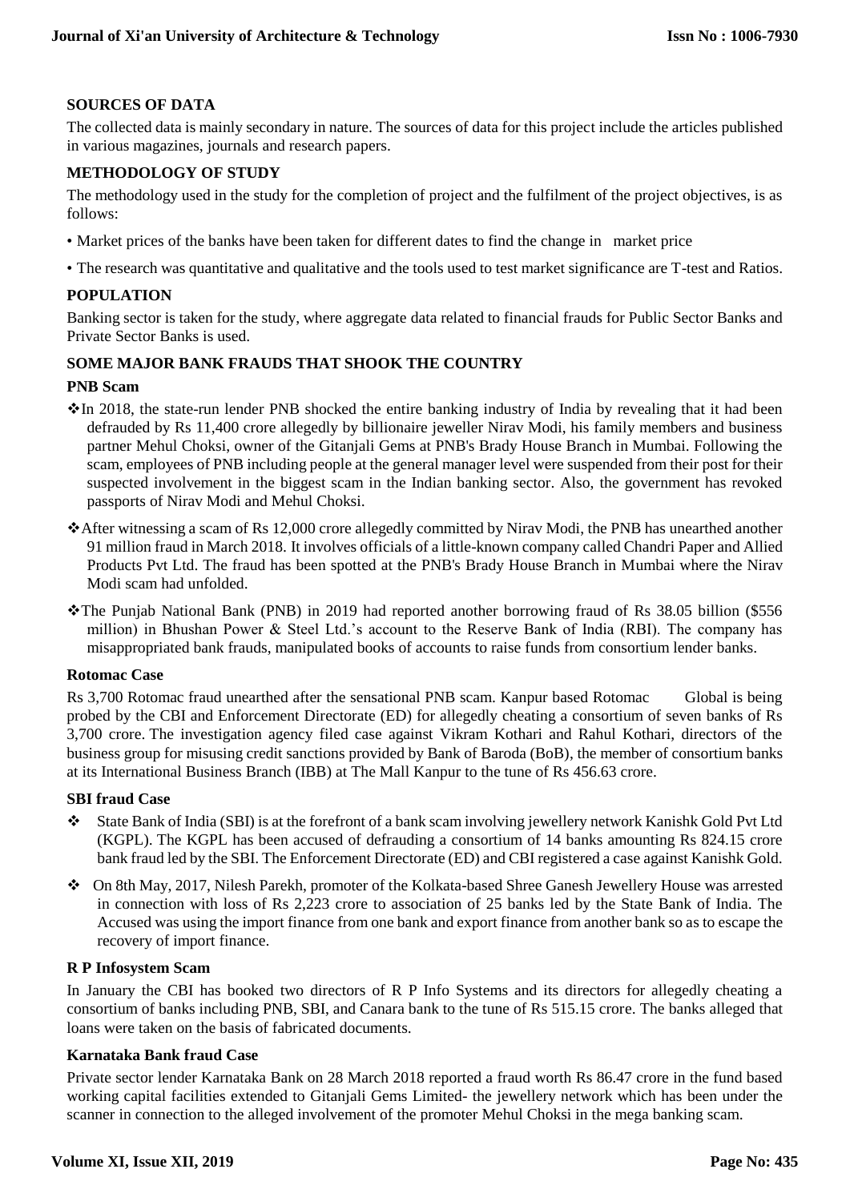## SOURCES OF DATA

The collected data is mainly secondary in nature. The sources of data for this project include the articles published in various magazines, journals and research papers.

## METHODOLOGY OF STUDY

The methodology used in the study for the completion of project and the fulfilment of the project objectives, is as follows:

- Market prices of the banks have been taken for different dates to find the change in market price
- The research was quantitative and qualitative and the tools used to test market significance are T-test and Ratios.

## POPULATION

Banking sector is taken for the study, where aggregate data related to financial frauds for Public Sector Banks and Private Sector Banks is used.

## SOME MAJOR BANK FRAUDS THAT SHOOK THE COUNTRY

### PNB Scam

- In 2018, the state-run lender PNB shocked the entire banking industry of India by revealing that it had been defrauded by Rs 11,400 crore allegedly by billionaire jeweller Nirav Modi, his family members and business partner Mehul Choksi, owner of the Gitanjali Gems at PNB's Brady House Branch in Mumbai. Following the scam, employees of PNB including people at the general manager level were suspended from their post for their suspected involvement in the biggest scam in the Indian banking sector. Also, the government has revoked passports of Nirav Modi and Mehul Choksi.
- After witnessing a scam of Rs 12,000 crore allegedly committed by Nirav Modi, the PNB has unearthed another 91 million fraud in March 2018. It involves officials of a little-known company called Chandri Paper and Allied Products Pvt Ltd. The fraud has been spotted at the PNB's Brady House Branch in Mumbai where the Nirav Modi scam had unfolded.
- The Punjab National Bank (PNB) in 2019 had reported another borrowing fraud of Rs 38.05 billion ($556 million) in Bhushan Power & Steel Ltd.'s account to the Reserve Bank of India (RBI). The company has misappropriated bank frauds, manipulated books of accounts to raise funds from consortium lender banks.

### Rotomac Case

Rs 3,700 Rotomac fraud unearthed after the sensational PNB scam. Kanpur based Rotomac Global is being probed by the CBI and Enforcement Directorate (ED) for allegedly cheating a consortium of seven banks of Rs 3,700 crore. The investigation agency filed case against Vikram Kothari and Rahul Kothari, directors of the business group for misusing credit sanctions provided by Bank of Baroda (BoB), the member of consortium banks at its International Business Branch (IBB) at The Mall Kanpur to the tune of Rs 456.63 crore.

### SBI fraud Case

- State Bank of India (SBI) is at the forefront of a bank scam involving jewellery network Kanishk Gold Pvt Ltd (KGPL). The KGPL has been accused of defrauding a consortium of 14 banks amounting Rs 824.15 crore bank fraud led by the SBI. The Enforcement Directorate (ED) and CBI registered a case against Kanishk Gold.
- On 8th May, 2017, Nilesh Parekh, promoter of the Kolkata-based Shree Ganesh Jewellery House was arrested in connection with loss of Rs 2,223 crore to association of 25 banks led by the State Bank of India. The Accused was using the import finance from one bank and export finance from another bank so as to escape the recovery of import finance.

### R P Infosystem Scam

In January the CBI has booked two directors of R P Info Systems and its directors for allegedly cheating a consortium of banks including PNB, SBI, and Canara bank to the tune of Rs 515.15 crore. The banks alleged that loans were taken on the basis of fabricated documents.

### Karnataka Bank fraud Case

Private sector lender Karnataka Bank on 28 March 2018 reported a fraud worth Rs 86.47 crore in the fund based working capital facilities extended to Gitanjali Gems Limited- the jewellery network which has been under the scanner in connection to the alleged involvement of the promoter Mehul Choksi in the mega banking scam.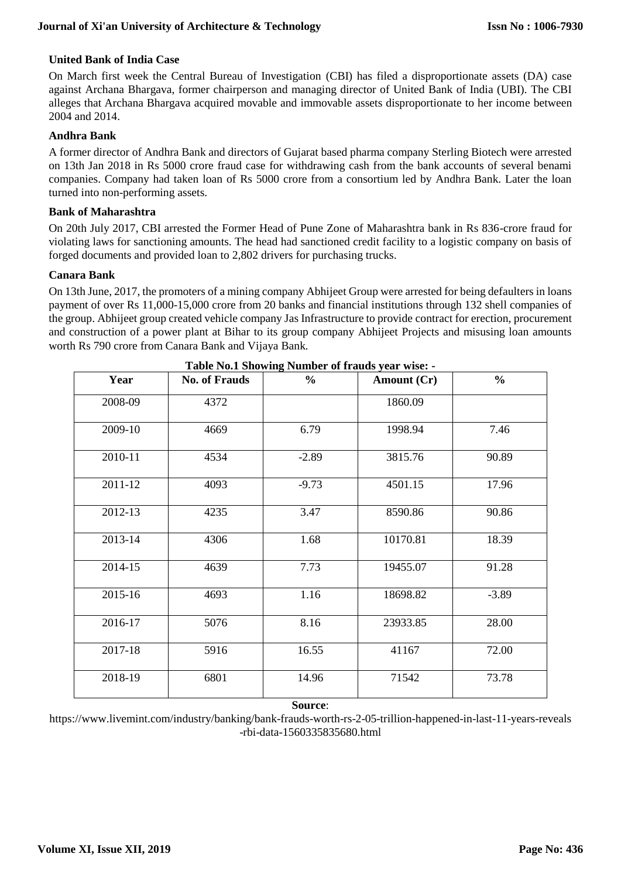**United Bank of India Case**

On March first week the Central Bureau of Investigation (CBI) has filed a disproportionate assets (DA) case against Archana Bhargava, former chairperson and managing director of United Bank of India (UBI). The CBI alleges that Archana Bhargava acquired movable and immovable assets disproportionate to her income between 2004 and 2014.

**Andhra Bank**

A former director of Andhra Bank and directors of Gujarat based pharma company Sterling Biotech were arrested on 13th Jan 2018 in Rs 5000 crore fraud case for withdrawing cash from the bank accounts of several benami companies. Company had taken loan of Rs 5000 crore from a consortium led by Andhra Bank. Later the loan turned into non-performing assets.

**Bank of Maharashtra**

On 20th July 2017, CBI arrested the Former Head of Pune Zone of Maharashtra bank in Rs 836-crore fraud for violating laws for sanctioning amounts. The head had sanctioned credit facility to a logistic company on basis of forged documents and provided loan to 2,802 drivers for purchasing trucks.

**Canara Bank**

On 13th June, 2017, the promoters of a mining company Abhijeet Group were arrested for being defaulters in loans payment of over Rs 11,000-15,000 crore from 20 banks and financial institutions through 132 shell companies of the group. Abhijeet group created vehicle company Jas Infrastructure to provide contract for erection, procurement and construction of a power plant at Bihar to its group company Abhijeet Projects and misusing loan amounts worth Rs 790 crore from Canara Bank and Vijaya Bank.

**Table No.1 Showing Number of frauds year wise: -**

| Year | No. of Frauds | % | Amount (Cr) | % |
|---|---|---|---|---|
| 2008-09 | 4372 | | 1860.09 | |
| 2009-10 | 4669 | 6.79 | 1998.94 | 7.46 |
| 2010-11 | 4534 | -2.89 | 3815.76 | 90.89 |
| 2011-12 | 4093 | -9.73 | 4501.15 | 17.96 |
| 2012-13 | 4235 | 3.47 | 8590.86 | 90.86 |
| 2013-14 | 4306 | 1.68 | 10170.81 | 18.39 |
| 2014-15 | 4639 | 7.73 | 19455.07 | 91.28 |
| 2015-16 | 4693 | 1.16 | 18698.82 | -3.89 |
| 2016-17 | 5076 | 8.16 | 23933.85 | 28.00 |
| 2017-18 | 5916 | 16.55 | 41167 | 72.00 |
| 2018-19 | 6801 | 14.96 | 71542 | 73.78 |

**Source**:
https://www.livemint.com/industry/banking/bank-frauds-worth-rs-2-05-trillion-happened-in-last-11-years-reveals-rbi-data-1560335835680.html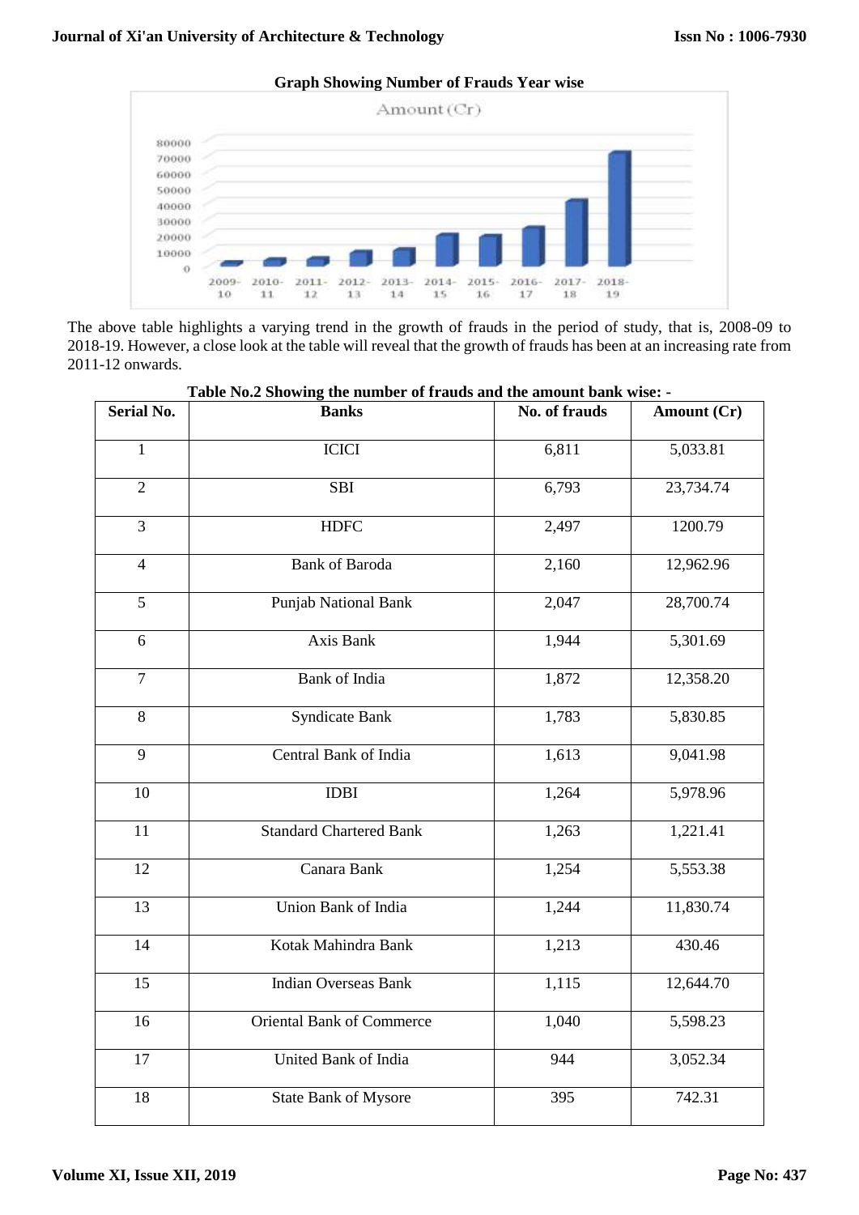**Graph Showing Number of Frauds Year wise**

The above table highlights a varying trend in the growth of frauds in the period of study, that is, 2008-09 to 2018-19. However, a close look at the table will reveal that the growth of frauds has been at an increasing rate from 2011-12 onwards.

**Table No.2 Showing the number of frauds and the amount bank wise: -**

| Serial No. | Banks | No. of frauds | Amount (Cr) |
|---|---|---|---|
| 1 | ICICI | 6,811 | 5,033.81 |
| 2 | SBI | 6,793 | 23,734.74 |
| 3 | HDFC | 2,497 | 1200.79 |
| 4 | Bank of Baroda | 2,160 | 12,962.96 |
| 5 | Punjab National Bank | 2,047 | 28,700.74 |
| 6 | Axis Bank | 1,944 | 5,301.69 |
| 7 | Bank of India | 1,872 | 12,358.20 |
| 8 | Syndicate Bank | 1,783 | 5,830.85 |
| 9 | Central Bank of India | 1,613 | 9,041.98 |
| 10 | IDBI | 1,264 | 5,978.96 |
| 11 | Standard Chartered Bank | 1,263 | 1,221.41 |
| 12 | Canara Bank | 1,254 | 5,553.38 |
| 13 | Union Bank of India | 1,244 | 11,830.74 |
| 14 | Kotak Mahindra Bank | 1,213 | 430.46 |
| 15 | Indian Overseas Bank | 1,115 | 12,644.70 |
| 16 | Oriental Bank of Commerce | 1,040 | 5,598.23 |
| 17 | United Bank of India | 944 | 3,052.34 |
| 18 | State Bank of Mysore | 395 | 742.31 |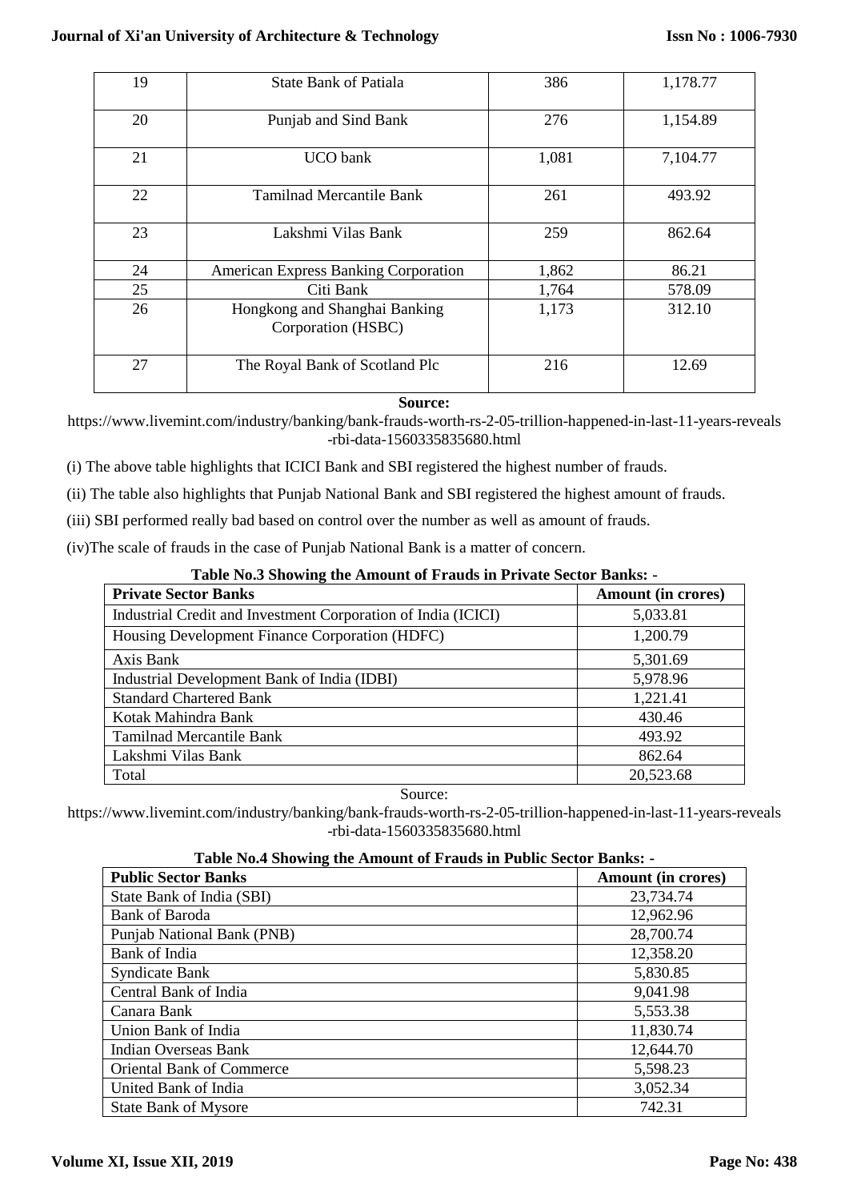| 19 | State Bank of Patiala | 386 | 1,178.77 |
|---|---|---|---|
| 20 | Punjab and Sind Bank | 276 | 1,154.89 |
| 21 | UCO bank | 1,081 | 7,104.77 |
| 22 | Tamilnad Mercantile Bank | 261 | 493.92 |
| 23 | Lakshmi Vilas Bank | 259 | 862.64 |
| 24 | American Express Banking Corporation | 1,862 | 86.21 |
| 25 | Citi Bank | 1,764 | 578.09 |
| 26 | Hongkong and Shanghai Banking Corporation (HSBC) | 1,173 | 312.10 |
| 27 | The Royal Bank of Scotland Plc | 216 | 12.69 |

**Source:**
https://www.livemint.com/industry/banking/bank-frauds-worth-rs-2-05-trillion-happened-in-last-11-years-reveals-rbi-data-1560335835680.html

(i) The above table highlights that ICICI Bank and SBI registered the highest number of frauds.

(ii) The table also highlights that Punjab National Bank and SBI registered the highest amount of frauds.

(iii) SBI performed really bad based on control over the number as well as amount of frauds.

(iv)The scale of frauds in the case of Punjab National Bank is a matter of concern.

**Table No.3 Showing the Amount of Frauds in Private Sector Banks: -**

| Private Sector Banks | Amount (in crores) |
|---|---|
| Industrial Credit and Investment Corporation of India (ICICI) | 5,033.81 |
| Housing Development Finance Corporation (HDFC) | 1,200.79 |
| Axis Bank | 5,301.69 |
| Industrial Development Bank of India (IDBI) | 5,978.96 |
| Standard Chartered Bank | 1,221.41 |
| Kotak Mahindra Bank | 430.46 |
| Tamilnad Mercantile Bank | 493.92 |
| Lakshmi Vilas Bank | 862.64 |
| Total | 20,523.68 |

Source:
https://www.livemint.com/industry/banking/bank-frauds-worth-rs-2-05-trillion-happened-in-last-11-years-reveals-rbi-data-1560335835680.html

**Table No.4 Showing the Amount of Frauds in Public Sector Banks: -**

| Public Sector Banks | Amount (in crores) |
|---|---|
| State Bank of India (SBI) | 23,734.74 |
| Bank of Baroda | 12,962.96 |
| Punjab National Bank (PNB) | 28,700.74 |
| Bank of India | 12,358.20 |
| Syndicate Bank | 5,830.85 |
| Central Bank of India | 9,041.98 |
| Canara Bank | 5,553.38 |
| Union Bank of India | 11,830.74 |
| Indian Overseas Bank | 12,644.70 |
| Oriental Bank of Commerce | 5,598.23 |
| United Bank of India | 3,052.34 |
| State Bank of Mysore | 742.31 |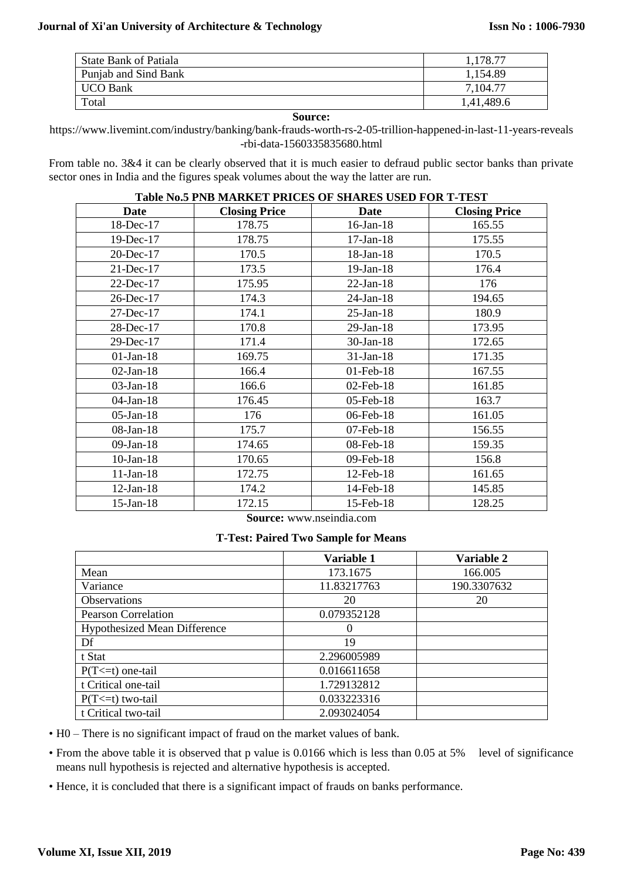| State Bank of Patiala | 1,178.77 |
|---|---|
| Punjab and Sind Bank | 1,154.89 |
| UCO Bank | 7,104.77 |
| Total | 1,41,489.6 |

**Source:**

https://www.livemint.com/industry/banking/bank-frauds-worth-rs-2-05-trillion-happened-in-last-11-years-reveals-rbi-data-1560335835680.html

From table no. 3&4 it can be clearly observed that it is much easier to defraud public sector banks than private sector ones in India and the figures speak volumes about the way the latter are run.

**Table No.5 PNB MARKET PRICES OF SHARES USED FOR T-TEST**

| Date | Closing Price | Date | Closing Price |
|---|---|---|---|
| 18-Dec-17 | 178.75 | 16-Jan-18 | 165.55 |
| 19-Dec-17 | 178.75 | 17-Jan-18 | 175.55 |
| 20-Dec-17 | 170.5 | 18-Jan-18 | 170.5 |
| 21-Dec-17 | 173.5 | 19-Jan-18 | 176.4 |
| 22-Dec-17 | 175.95 | 22-Jan-18 | 176 |
| 26-Dec-17 | 174.3 | 24-Jan-18 | 194.65 |
| 27-Dec-17 | 174.1 | 25-Jan-18 | 180.9 |
| 28-Dec-17 | 170.8 | 29-Jan-18 | 173.95 |
| 29-Dec-17 | 171.4 | 30-Jan-18 | 172.65 |
| 01-Jan-18 | 169.75 | 31-Jan-18 | 171.35 |
| 02-Jan-18 | 166.4 | 01-Feb-18 | 167.55 |
| 03-Jan-18 | 166.6 | 02-Feb-18 | 161.85 |
| 04-Jan-18 | 176.45 | 05-Feb-18 | 163.7 |
| 05-Jan-18 | 176 | 06-Feb-18 | 161.05 |
| 08-Jan-18 | 175.7 | 07-Feb-18 | 156.55 |
| 09-Jan-18 | 174.65 | 08-Feb-18 | 159.35 |
| 10-Jan-18 | 170.65 | 09-Feb-18 | 156.8 |
| 11-Jan-18 | 172.75 | 12-Feb-18 | 161.65 |
| 12-Jan-18 | 174.2 | 14-Feb-18 | 145.85 |
| 15-Jan-18 | 172.15 | 15-Feb-18 | 128.25 |

**Source:** www.nseindia.com

**T-Test: Paired Two Sample for Means**

| | Variable 1 | Variable 2 |
|---|---|---|
| Mean | 173.1675 | 166.005 |
| Variance | 11.83217763 | 190.3307632 |
| Observations | 20 | 20 |
| Pearson Correlation | 0.079352128 | |
| Hypothesized Mean Difference | 0 | |
| Df | 19 | |
| t Stat | 2.296005989 | |
| P(T<=t) one-tail | 0.016611658 | |
| t Critical one-tail | 1.729132812 | |
| P(T<=t) two-tail | 0.033223316 | |
| t Critical two-tail | 2.093024054 | |

- H0 – There is no significant impact of fraud on the market values of bank.
- From the above table it is observed that p value is 0.0166 which is less than 0.05 at 5% level of significance means null hypothesis is rejected and alternative hypothesis is accepted.
- Hence, it is concluded that there is a significant impact of frauds on banks performance.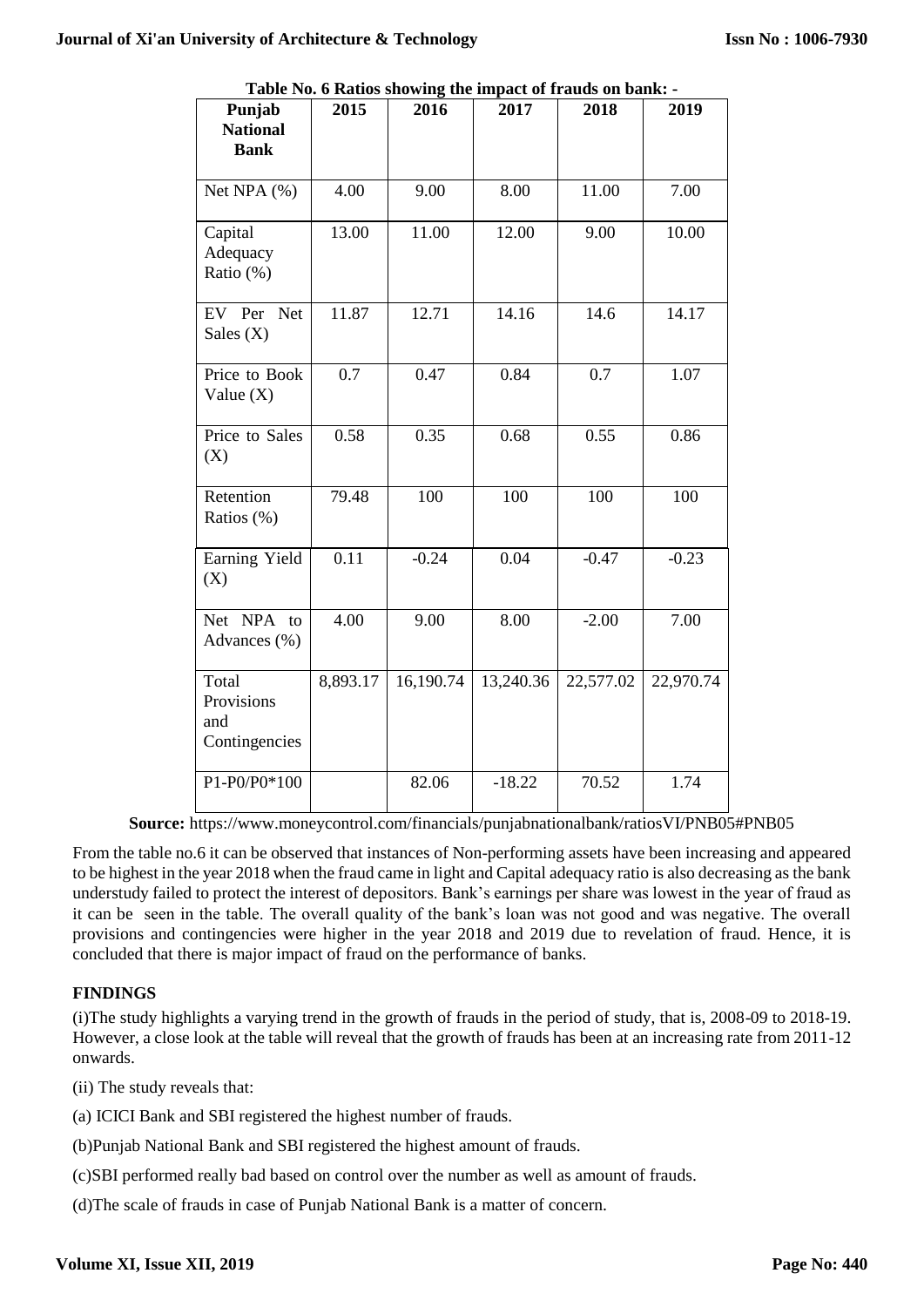**Table No. 6 Ratios showing the impact of frauds on bank: -**

| Punjab National Bank | 2015 | 2016 | 2017 | 2018 | 2019 |
|---|---|---|---|---|---|
| Net NPA (%) | 4.00 | 9.00 | 8.00 | 11.00 | 7.00 |
| Capital Adequacy Ratio (%) | 13.00 | 11.00 | 12.00 | 9.00 | 10.00 |
| EV Per Net Sales (X) | 11.87 | 12.71 | 14.16 | 14.6 | 14.17 |
| Price to Book Value (X) | 0.7 | 0.47 | 0.84 | 0.7 | 1.07 |
| Price to Sales (X) | 0.58 | 0.35 | 0.68 | 0.55 | 0.86 |
| Retention Ratios (%) | 79.48 | 100 | 100 | 100 | 100 |
| Earning Yield (X) | 0.11 | -0.24 | 0.04 | -0.47 | -0.23 |
| Net NPA to Advances (%) | 4.00 | 9.00 | 8.00 | -2.00 | 7.00 |
| Total Provisions and Contingencies | 8,893.17 | 16,190.74 | 13,240.36 | 22,577.02 | 22,970.74 |
| P1-P0/P0*100 | | 82.06 | -18.22 | 70.52 | 1.74 |

**Source:** https://www.moneycontrol.com/financials/punjabnationalbank/ratiosVI/PNB05#PNB05

From the table no.6 it can be observed that instances of Non-performing assets have been increasing and appeared to be highest in the year 2018 when the fraud came in light and Capital adequacy ratio is also decreasing as the bank understudy failed to protect the interest of depositors. Bank's earnings per share was lowest in the year of fraud as it can be seen in the table. The overall quality of the bank's loan was not good and was negative. The overall provisions and contingencies were higher in the year 2018 and 2019 due to revelation of fraud. Hence, it is concluded that there is major impact of fraud on the performance of banks.

## FINDINGS

(i)The study highlights a varying trend in the growth of frauds in the period of study, that is, 2008-09 to 2018-19. However, a close look at the table will reveal that the growth of frauds has been at an increasing rate from 2011-12 onwards.

(ii) The study reveals that:

(a) ICICI Bank and SBI registered the highest number of frauds.

(b)Punjab National Bank and SBI registered the highest amount of frauds.

(c)SBI performed really bad based on control over the number as well as amount of frauds.

(d)The scale of frauds in case of Punjab National Bank is a matter of concern.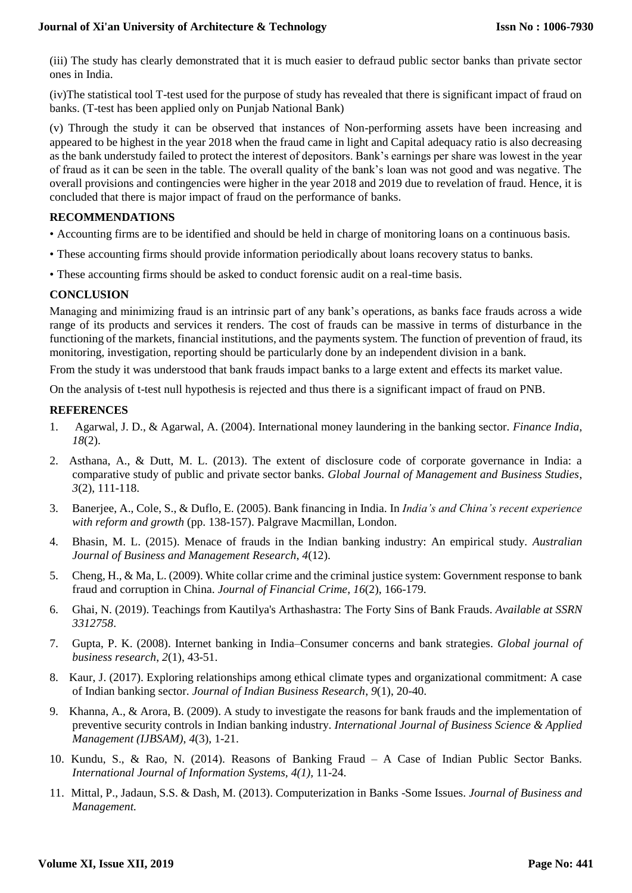(iii) The study has clearly demonstrated that it is much easier to defraud public sector banks than private sector ones in India.

(iv)The statistical tool T-test used for the purpose of study has revealed that there is significant impact of fraud on banks. (T-test has been applied only on Punjab National Bank)

(v) Through the study it can be observed that instances of Non-performing assets have been increasing and appeared to be highest in the year 2018 when the fraud came in light and Capital adequacy ratio is also decreasing as the bank understudy failed to protect the interest of depositors. Bank's earnings per share was lowest in the year of fraud as it can be seen in the table. The overall quality of the bank's loan was not good and was negative. The overall provisions and contingencies were higher in the year 2018 and 2019 due to revelation of fraud. Hence, it is concluded that there is major impact of fraud on the performance of banks.

## RECOMMENDATIONS

- Accounting firms are to be identified and should be held in charge of monitoring loans on a continuous basis.
- These accounting firms should provide information periodically about loans recovery status to banks.
- These accounting firms should be asked to conduct forensic audit on a real-time basis.

## CONCLUSION

Managing and minimizing fraud is an intrinsic part of any bank's operations, as banks face frauds across a wide range of its products and services it renders. The cost of frauds can be massive in terms of disturbance in the functioning of the markets, financial institutions, and the payments system. The function of prevention of fraud, its monitoring, investigation, reporting should be particularly done by an independent division in a bank.

From the study it was understood that bank frauds impact banks to a large extent and effects its market value.

On the analysis of t-test null hypothesis is rejected and thus there is a significant impact of fraud on PNB.

## REFERENCES

1. Agarwal, J. D., & Agarwal, A. (2004). International money laundering in the banking sector. *Finance India*, *18*(2).
2. Asthana, A., & Dutt, M. L. (2013). The extent of disclosure code of corporate governance in India: a comparative study of public and private sector banks. *Global Journal of Management and Business Studies*, *3*(2), 111-118.
3. Banerjee, A., Cole, S., & Duflo, E. (2005). Bank financing in India. In *India's and China's recent experience with reform and growth* (pp. 138-157). Palgrave Macmillan, London.
4. Bhasin, M. L. (2015). Menace of frauds in the Indian banking industry: An empirical study. *Australian Journal of Business and Management Research*, *4*(12).
5. Cheng, H., & Ma, L. (2009). White collar crime and the criminal justice system: Government response to bank fraud and corruption in China. *Journal of Financial Crime*, *16*(2), 166-179.
6. Ghai, N. (2019). Teachings from Kautilya's Arthashastra: The Forty Sins of Bank Frauds. *Available at SSRN 3312758*.
7. Gupta, P. K. (2008). Internet banking in India–Consumer concerns and bank strategies. *Global journal of business research*, *2*(1), 43-51.
8. Kaur, J. (2017). Exploring relationships among ethical climate types and organizational commitment: A case of Indian banking sector. *Journal of Indian Business Research*, *9*(1), 20-40.
9. Khanna, A., & Arora, B. (2009). A study to investigate the reasons for bank frauds and the implementation of preventive security controls in Indian banking industry. *International Journal of Business Science & Applied Management (IJBSAM)*, *4*(3), 1-21.
10. Kundu, S., & Rao, N. (2014). Reasons of Banking Fraud – A Case of Indian Public Sector Banks. *International Journal of Information Systems, 4(1),* 11-24.
11. Mittal, P., Jadaun, S.S. & Dash, M. (2013). Computerization in Banks -Some Issues. *Journal of Business and Management.*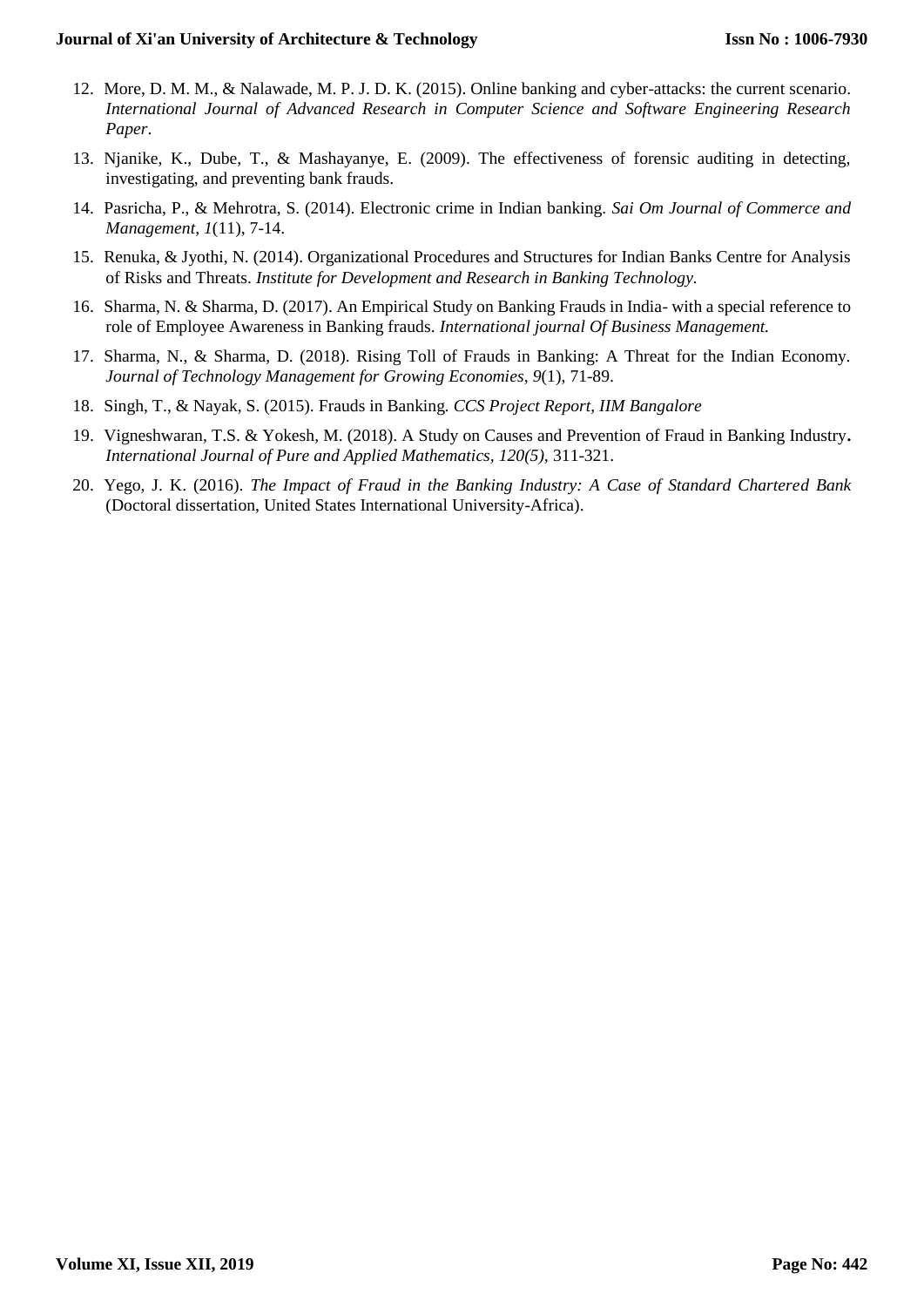12. More, D. M. M., & Nalawade, M. P. J. D. K. (2015). Online banking and cyber-attacks: the current scenario. *International Journal of Advanced Research in Computer Science and Software Engineering Research Paper*.
13. Njanike, K., Dube, T., & Mashayanye, E. (2009). The effectiveness of forensic auditing in detecting, investigating, and preventing bank frauds.
14. Pasricha, P., & Mehrotra, S. (2014). Electronic crime in Indian banking. *Sai Om Journal of Commerce and Management*, *1*(11), 7-14.
15. Renuka, & Jyothi, N. (2014). Organizational Procedures and Structures for Indian Banks Centre for Analysis of Risks and Threats. *Institute for Development and Research in Banking Technology.*
16. Sharma, N. & Sharma, D. (2017). An Empirical Study on Banking Frauds in India- with a special reference to role of Employee Awareness in Banking frauds. *International journal Of Business Management.*
17. Sharma, N., & Sharma, D. (2018). Rising Toll of Frauds in Banking: A Threat for the Indian Economy. *Journal of Technology Management for Growing Economies*, *9*(1), 71-89.
18. Singh, T., & Nayak, S. (2015). Frauds in Banking. *CCS Project Report, IIM Bangalore*
19. Vigneshwaran, T.S. & Yokesh, M. (2018). A Study on Causes and Prevention of Fraud in Banking Industry**.** *International Journal of Pure and Applied Mathematics, 120(5),* 311-321.
20. Yego, J. K. (2016). *The Impact of Fraud in the Banking Industry: A Case of Standard Chartered Bank* (Doctoral dissertation, United States International University-Africa).